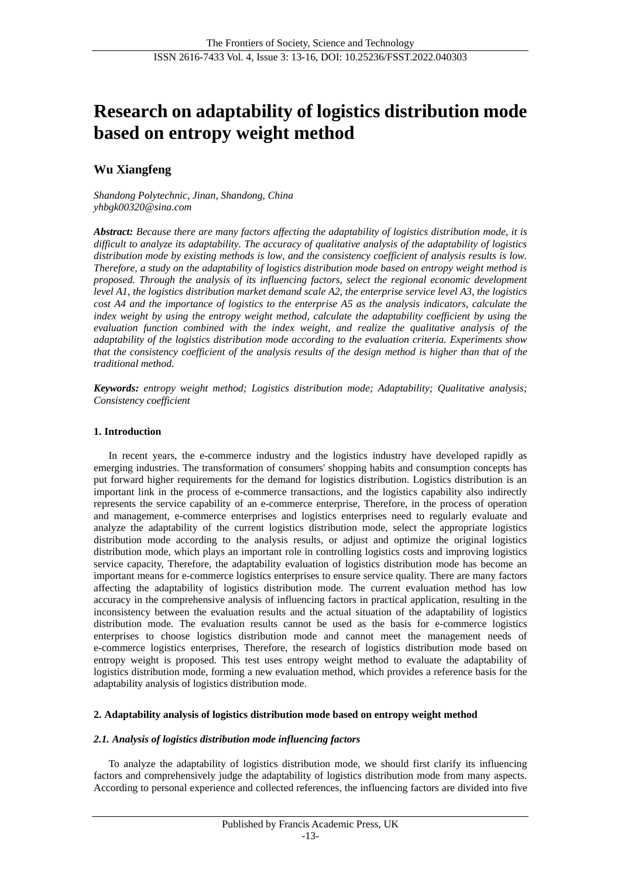# Research on adaptability of logistics distribution mode based on entropy weight method

## Wu Xiangfeng

*Shandong Polytechnic, Jinan, Shandong, China*
*yhbgk00320@sina.com*

***Abstract:*** *Because there are many factors affecting the adaptability of logistics distribution mode, it is difficult to analyze its adaptability. The accuracy of qualitative analysis of the adaptability of logistics distribution mode by existing methods is low, and the consistency coefficient of analysis results is low. Therefore, a study on the adaptability of logistics distribution mode based on entropy weight method is proposed. Through the analysis of its influencing factors, select the regional economic development level A1, the logistics distribution market demand scale A2, the enterprise service level A3, the logistics cost A4 and the importance of logistics to the enterprise A5 as the analysis indicators, calculate the index weight by using the entropy weight method, calculate the adaptability coefficient by using the evaluation function combined with the index weight, and realize the qualitative analysis of the adaptability of the logistics distribution mode according to the evaluation criteria. Experiments show that the consistency coefficient of the analysis results of the design method is higher than that of the traditional method.*

***Keywords:*** *entropy weight method; Logistics distribution mode; Adaptability; Qualitative analysis; Consistency coefficient*

### 1. Introduction

In recent years, the e-commerce industry and the logistics industry have developed rapidly as emerging industries. The transformation of consumers' shopping habits and consumption concepts has put forward higher requirements for the demand for logistics distribution. Logistics distribution is an important link in the process of e-commerce transactions, and the logistics capability also indirectly represents the service capability of an e-commerce enterprise, Therefore, in the process of operation and management, e-commerce enterprises and logistics enterprises need to regularly evaluate and analyze the adaptability of the current logistics distribution mode, select the appropriate logistics distribution mode according to the analysis results, or adjust and optimize the original logistics distribution mode, which plays an important role in controlling logistics costs and improving logistics service capacity, Therefore, the adaptability evaluation of logistics distribution mode has become an important means for e-commerce logistics enterprises to ensure service quality. There are many factors affecting the adaptability of logistics distribution mode. The current evaluation method has low accuracy in the comprehensive analysis of influencing factors in practical application, resulting in the inconsistency between the evaluation results and the actual situation of the adaptability of logistics distribution mode. The evaluation results cannot be used as the basis for e-commerce logistics enterprises to choose logistics distribution mode and cannot meet the management needs of e-commerce logistics enterprises, Therefore, the research of logistics distribution mode based on entropy weight is proposed. This test uses entropy weight method to evaluate the adaptability of logistics distribution mode, forming a new evaluation method, which provides a reference basis for the adaptability analysis of logistics distribution mode.

### 2. Adaptability analysis of logistics distribution mode based on entropy weight method

#### *2.1. Analysis of logistics distribution mode influencing factors*

To analyze the adaptability of logistics distribution mode, we should first clarify its influencing factors and comprehensively judge the adaptability of logistics distribution mode from many aspects. According to personal experience and collected references, the influencing factors are divided into five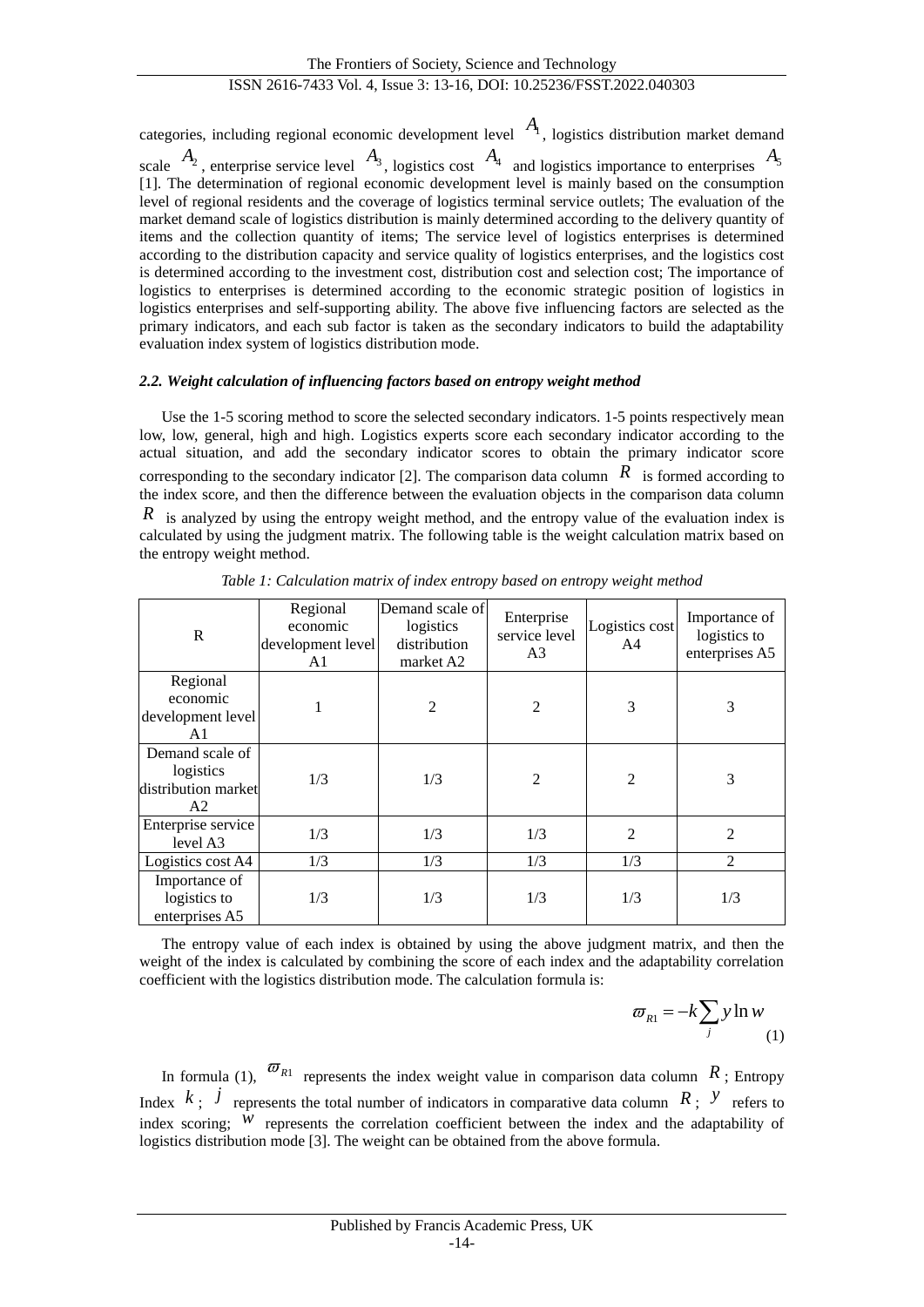categories, including regional economic development level $A_1$, logistics distribution market demand scale $A_2$, enterprise service level $A_3$, logistics cost $A_4$ and logistics importance to enterprises $A_5$ [1]. The determination of regional economic development level is mainly based on the consumption level of regional residents and the coverage of logistics terminal service outlets; The evaluation of the market demand scale of logistics distribution is mainly determined according to the delivery quantity of items and the collection quantity of items; The service level of logistics enterprises is determined according to the distribution capacity and service quality of logistics enterprises, and the logistics cost is determined according to the investment cost, distribution cost and selection cost; The importance of logistics to enterprises is determined according to the economic strategic position of logistics in logistics enterprises and self-supporting ability. The above five influencing factors are selected as the primary indicators, and each sub factor is taken as the secondary indicators to build the adaptability evaluation index system of logistics distribution mode.

### *2.2. Weight calculation of influencing factors based on entropy weight method*

Use the 1-5 scoring method to score the selected secondary indicators. 1-5 points respectively mean low, low, general, high and high. Logistics experts score each secondary indicator according to the actual situation, and add the secondary indicator scores to obtain the primary indicator score corresponding to the secondary indicator [2]. The comparison data column $R$ is formed according to the index score, and then the difference between the evaluation objects in the comparison data column $R$ is analyzed by using the entropy weight method, and the entropy value of the evaluation index is calculated by using the judgment matrix. The following table is the weight calculation matrix based on the entropy weight method.

*Table 1: Calculation matrix of index entropy based on entropy weight method*

| R | Regional economic development level A1 | Demand scale of logistics distribution market A2 | Enterprise service level A3 | Logistics cost A4 | Importance of logistics to enterprises A5 |
|---|---|---|---|---|---|
| Regional economic development level A1 | 1 | 2 | 2 | 3 | 3 |
| Demand scale of logistics distribution market A2 | 1/3 | 1/3 | 2 | 2 | 3 |
| Enterprise service level A3 | 1/3 | 1/3 | 1/3 | 2 | 2 |
| Logistics cost A4 | 1/3 | 1/3 | 1/3 | 1/3 | 2 |
| Importance of logistics to enterprises A5 | 1/3 | 1/3 | 1/3 | 1/3 | 1/3 |

The entropy value of each index is obtained by using the above judgment matrix, and then the weight of the index is calculated by combining the score of each index and the adaptability correlation coefficient with the logistics distribution mode. The calculation formula is:

$$\varpi_{R1} = -k\sum_{j} y \ln w \tag{1}$$

In formula (1), $\varpi_{R1}$ represents the index weight value in comparison data column $R$; Entropy Index $k$; $j$ represents the total number of indicators in comparative data column $R$; $y$ refers to index scoring; $w$ represents the correlation coefficient between the index and the adaptability of logistics distribution mode [3]. The weight can be obtained from the above formula.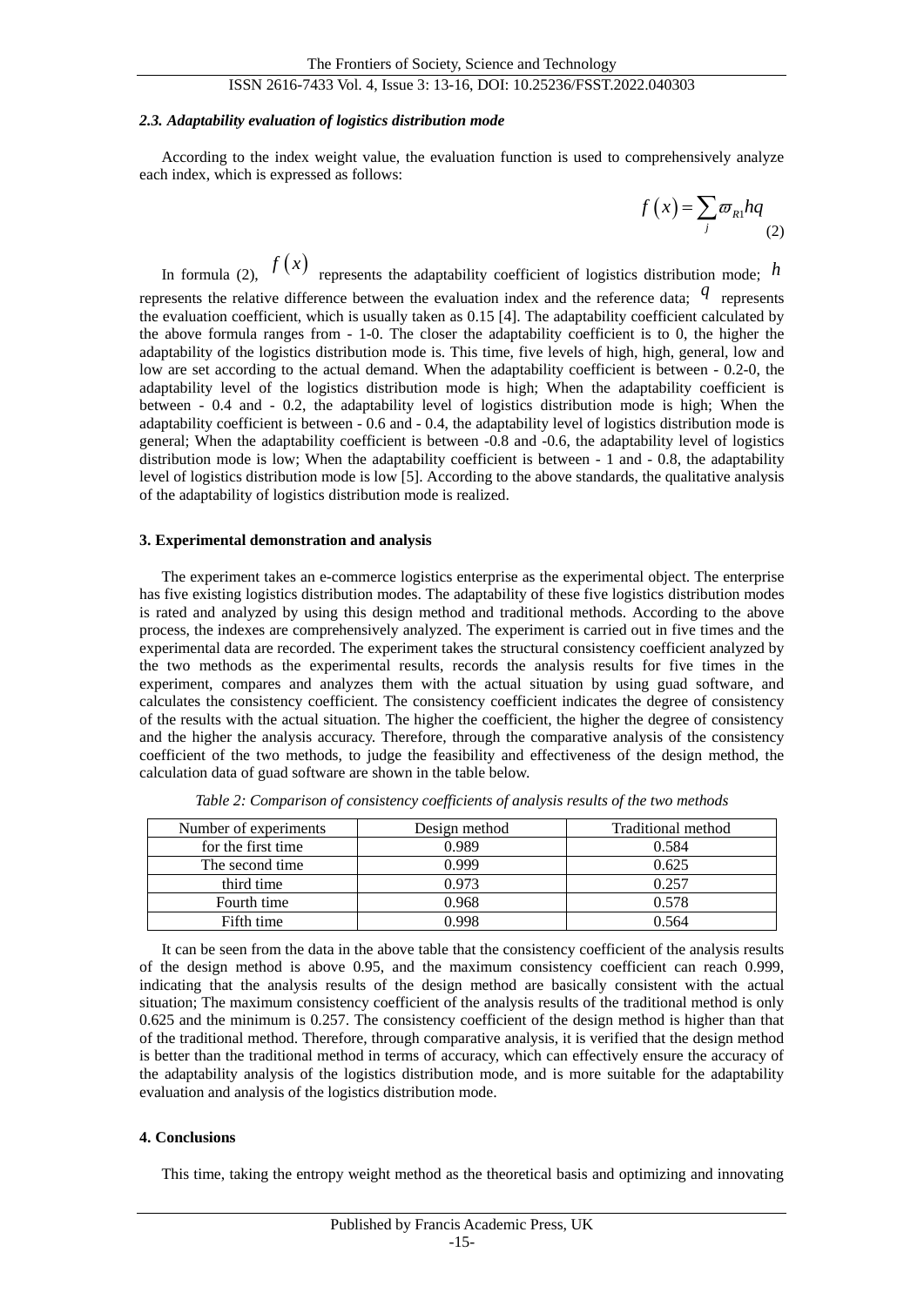### *2.3. Adaptability evaluation of logistics distribution mode*

According to the index weight value, the evaluation function is used to comprehensively analyze each index, which is expressed as follows:

$$f\left(x\right)=\sum_{j}\varpi_{R1}hq \tag{2}$$

In formula (2), $f\left(x\right)$ represents the adaptability coefficient of logistics distribution mode; $h$ represents the relative difference between the evaluation index and the reference data; $q$ represents the evaluation coefficient, which is usually taken as 0.15 [4]. The adaptability coefficient calculated by the above formula ranges from - 1-0. The closer the adaptability coefficient is to 0, the higher the adaptability of the logistics distribution mode is. This time, five levels of high, high, general, low and low are set according to the actual demand. When the adaptability coefficient is between - 0.2-0, the adaptability level of the logistics distribution mode is high; When the adaptability coefficient is between - 0.4 and - 0.2, the adaptability level of logistics distribution mode is high; When the adaptability coefficient is between - 0.6 and - 0.4, the adaptability level of logistics distribution mode is general; When the adaptability coefficient is between -0.8 and -0.6, the adaptability level of logistics distribution mode is low; When the adaptability coefficient is between - 1 and - 0.8, the adaptability level of logistics distribution mode is low [5]. According to the above standards, the qualitative analysis of the adaptability of logistics distribution mode is realized.

## 3. Experimental demonstration and analysis

The experiment takes an e-commerce logistics enterprise as the experimental object. The enterprise has five existing logistics distribution modes. The adaptability of these five logistics distribution modes is rated and analyzed by using this design method and traditional methods. According to the above process, the indexes are comprehensively analyzed. The experiment is carried out in five times and the experimental data are recorded. The experiment takes the structural consistency coefficient analyzed by the two methods as the experimental results, records the analysis results for five times in the experiment, compares and analyzes them with the actual situation by using guad software, and calculates the consistency coefficient. The consistency coefficient indicates the degree of consistency of the results with the actual situation. The higher the coefficient, the higher the degree of consistency and the higher the analysis accuracy. Therefore, through the comparative analysis of the consistency coefficient of the two methods, to judge the feasibility and effectiveness of the design method, the calculation data of guad software are shown in the table below.

*Table 2: Comparison of consistency coefficients of analysis results of the two methods*

| Number of experiments | Design method | Traditional method |
|---|---|---|
| for the first time | 0.989 | 0.584 |
| The second time | 0.999 | 0.625 |
| third time | 0.973 | 0.257 |
| Fourth time | 0.968 | 0.578 |
| Fifth time | 0.998 | 0.564 |

It can be seen from the data in the above table that the consistency coefficient of the analysis results of the design method is above 0.95, and the maximum consistency coefficient can reach 0.999, indicating that the analysis results of the design method are basically consistent with the actual situation; The maximum consistency coefficient of the analysis results of the traditional method is only 0.625 and the minimum is 0.257. The consistency coefficient of the design method is higher than that of the traditional method. Therefore, through comparative analysis, it is verified that the design method is better than the traditional method in terms of accuracy, which can effectively ensure the accuracy of the adaptability analysis of the logistics distribution mode, and is more suitable for the adaptability evaluation and analysis of the logistics distribution mode.

## 4. Conclusions

This time, taking the entropy weight method as the theoretical basis and optimizing and innovating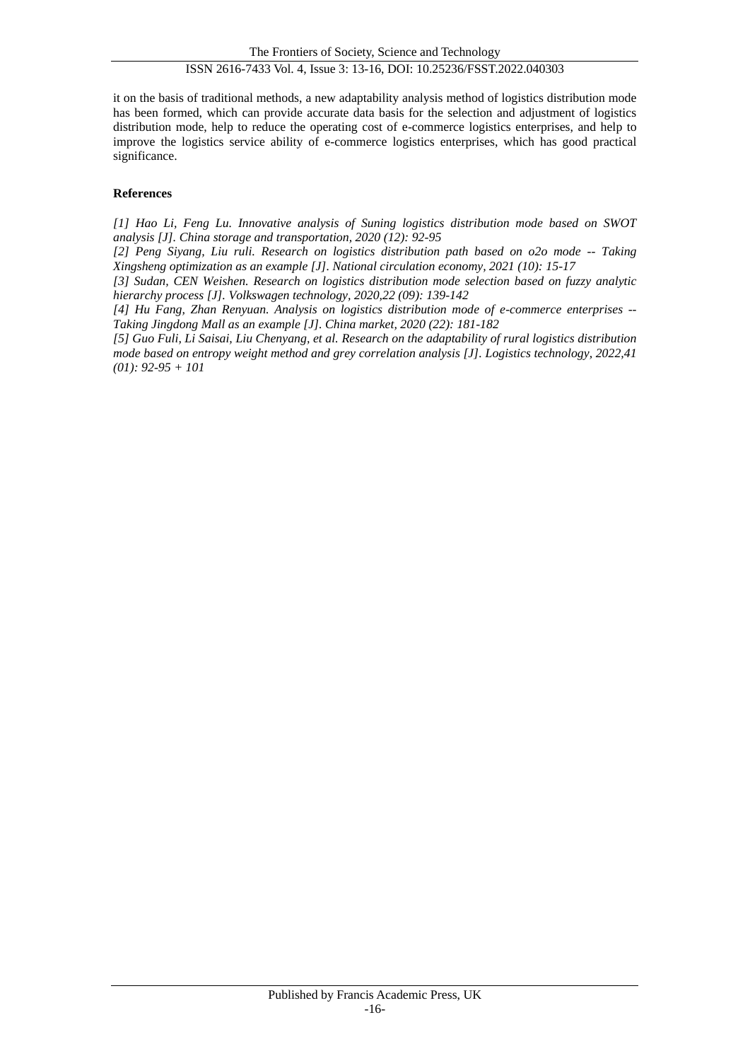it on the basis of traditional methods, a new adaptability analysis method of logistics distribution mode has been formed, which can provide accurate data basis for the selection and adjustment of logistics distribution mode, help to reduce the operating cost of e-commerce logistics enterprises, and help to improve the logistics service ability of e-commerce logistics enterprises, which has good practical significance.

## References

*[1] Hao Li, Feng Lu. Innovative analysis of Suning logistics distribution mode based on SWOT analysis [J]. China storage and transportation, 2020 (12): 92-95*

*[2] Peng Siyang, Liu ruli. Research on logistics distribution path based on o2o mode -- Taking Xingsheng optimization as an example [J]. National circulation economy, 2021 (10): 15-17*

*[3] Sudan, CEN Weishen. Research on logistics distribution mode selection based on fuzzy analytic hierarchy process [J]. Volkswagen technology, 2020,22 (09): 139-142*

*[4] Hu Fang, Zhan Renyuan. Analysis on logistics distribution mode of e-commerce enterprises -- Taking Jingdong Mall as an example [J]. China market, 2020 (22): 181-182*

*[5] Guo Fuli, Li Saisai, Liu Chenyang, et al. Research on the adaptability of rural logistics distribution mode based on entropy weight method and grey correlation analysis [J]. Logistics technology, 2022,41 (01): 92-95 + 101*